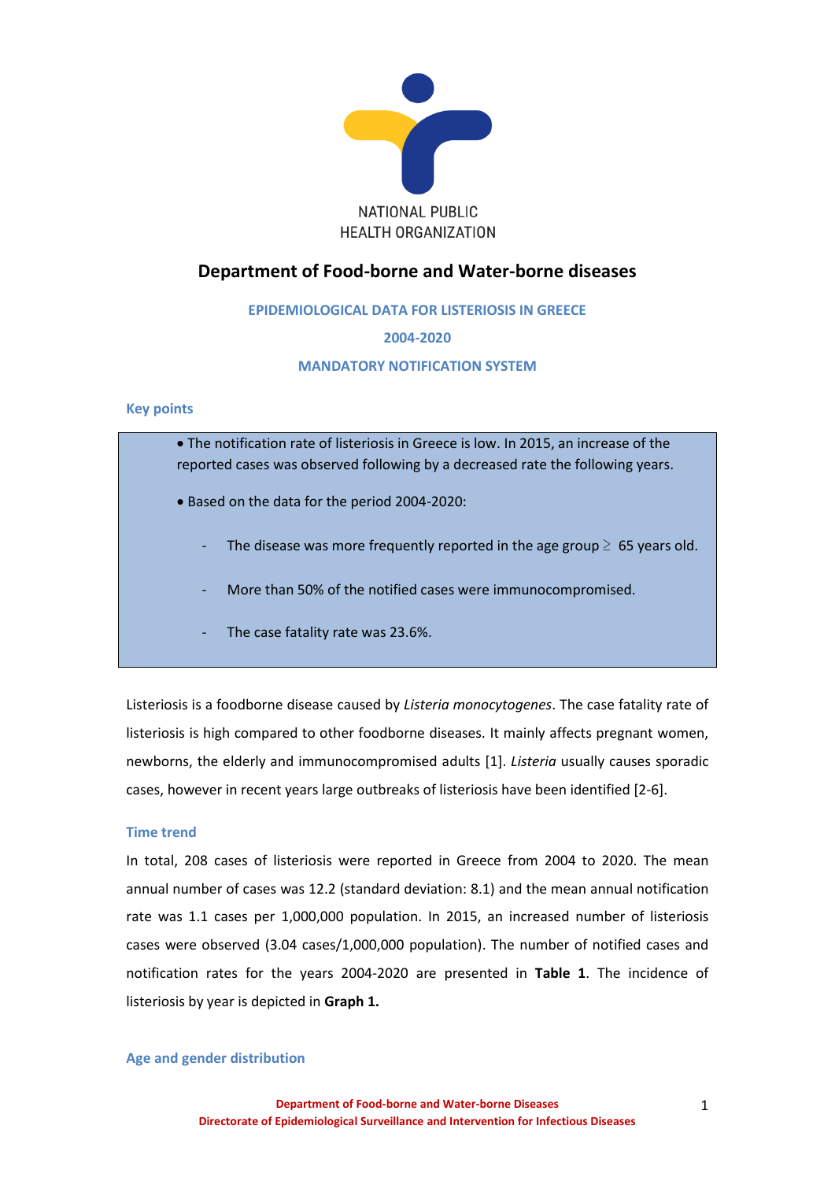NATIONAL PUBLIC HEALTH ORGANIZATION

# Department of Food-borne and Water-borne diseases

## EPIDEMIOLOGICAL DATA FOR LISTERIOSIS IN GREECE 2004-2020 MANDATORY NOTIFICATION SYSTEM

### Key points

- The notification rate of listeriosis in Greece is low. In 2015, an increase of the reported cases was observed following by a decreased rate the following years.
- Based on the data for the period 2004-2020:
  - The disease was more frequently reported in the age group ≥ 65 years old.
  - More than 50% of the notified cases were immunocompromised.
  - The case fatality rate was 23.6%.

Listeriosis is a foodborne disease caused by *Listeria monocytogenes*. The case fatality rate of listeriosis is high compared to other foodborne diseases. It mainly affects pregnant women, newborns, the elderly and immunocompromised adults [1]. *Listeria* usually causes sporadic cases, however in recent years large outbreaks of listeriosis have been identified [2-6].

### Time trend

In total, 208 cases of listeriosis were reported in Greece from 2004 to 2020. The mean annual number of cases was 12.2 (standard deviation: 8.1) and the mean annual notification rate was 1.1 cases per 1,000,000 population. In 2015, an increased number of listeriosis cases were observed (3.04 cases/1,000,000 population). The number of notified cases and notification rates for the years 2004-2020 are presented in **Table 1**. The incidence of listeriosis by year is depicted in **Graph 1.**

### Age and gender distribution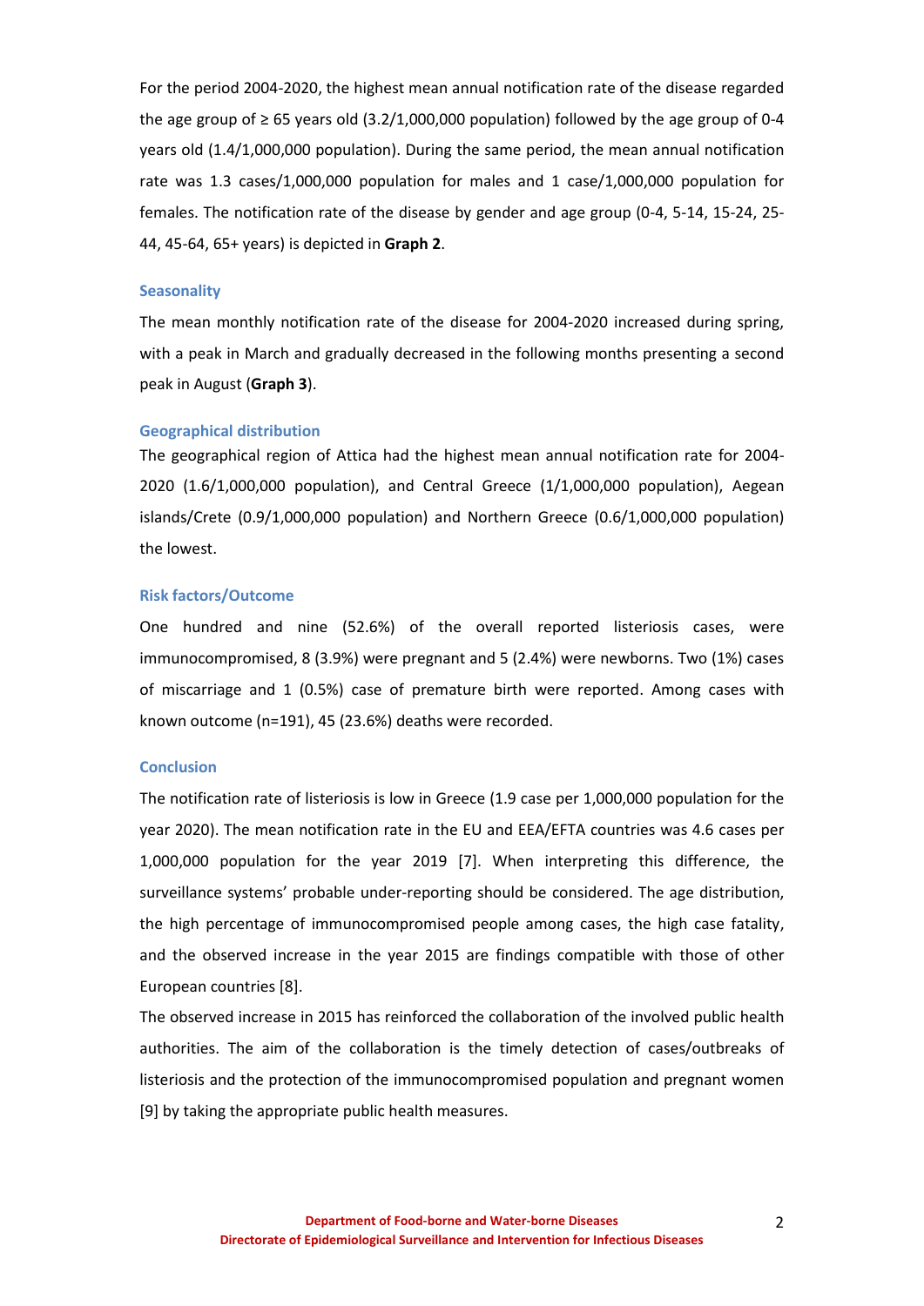For the period 2004-2020, the highest mean annual notification rate of the disease regarded the age group of ≥ 65 years old (3.2/1,000,000 population) followed by the age group of 0-4 years old (1.4/1,000,000 population). During the same period, the mean annual notification rate was 1.3 cases/1,000,000 population for males and 1 case/1,000,000 population for females. The notification rate of the disease by gender and age group (0-4, 5-14, 15-24, 25-44, 45-64, 65+ years) is depicted in **Graph 2**.

### Seasonality

The mean monthly notification rate of the disease for 2004-2020 increased during spring, with a peak in March and gradually decreased in the following months presenting a second peak in August (**Graph 3**).

### Geographical distribution

The geographical region of Attica had the highest mean annual notification rate for 2004-2020 (1.6/1,000,000 population), and Central Greece (1/1,000,000 population), Aegean islands/Crete (0.9/1,000,000 population) and Northern Greece (0.6/1,000,000 population) the lowest.

### Risk factors/Outcome

One hundred and nine (52.6%) of the overall reported listeriosis cases, were immunocompromised, 8 (3.9%) were pregnant and 5 (2.4%) were newborns. Two (1%) cases of miscarriage and 1 (0.5%) case of premature birth were reported. Among cases with known outcome (n=191), 45 (23.6%) deaths were recorded.

### Conclusion

The notification rate of listeriosis is low in Greece (1.9 case per 1,000,000 population for the year 2020). The mean notification rate in the EU and EEA/EFTA countries was 4.6 cases per 1,000,000 population for the year 2019 [7]. When interpreting this difference, the surveillance systems' probable under-reporting should be considered. The age distribution, the high percentage of immunocompromised people among cases, the high case fatality, and the observed increase in the year 2015 are findings compatible with those of other European countries [8].

The observed increase in 2015 has reinforced the collaboration of the involved public health authorities. The aim of the collaboration is the timely detection of cases/outbreaks of listeriosis and the protection of the immunocompromised population and pregnant women [9] by taking the appropriate public health measures.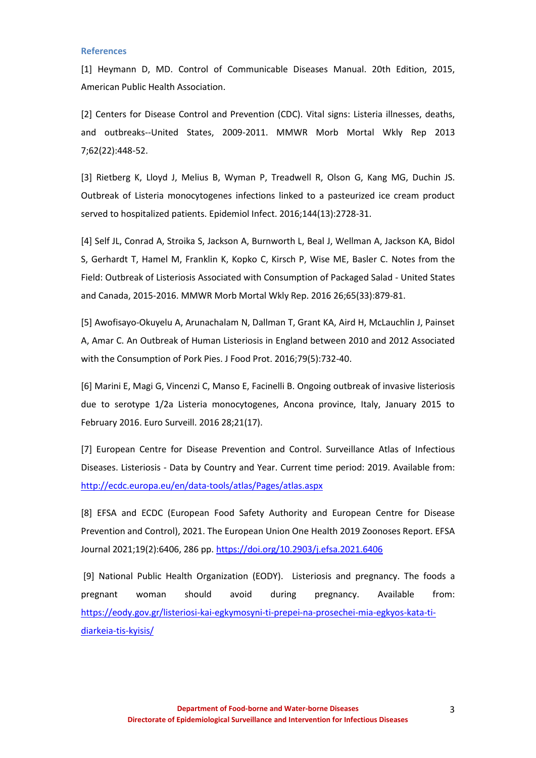## References

[1] Heymann D, MD. Control of Communicable Diseases Manual. 20th Edition, 2015, American Public Health Association.

[2] Centers for Disease Control and Prevention (CDC). Vital signs: Listeria illnesses, deaths, and outbreaks--United States, 2009-2011. MMWR Morb Mortal Wkly Rep 2013 7;62(22):448-52.

[3] Rietberg K, Lloyd J, Melius B, Wyman P, Treadwell R, Olson G, Kang MG, Duchin JS. Outbreak of Listeria monocytogenes infections linked to a pasteurized ice cream product served to hospitalized patients. Epidemiol Infect. 2016;144(13):2728-31.

[4] Self JL, Conrad A, Stroika S, Jackson A, Burnworth L, Beal J, Wellman A, Jackson KA, Bidol S, Gerhardt T, Hamel M, Franklin K, Kopko C, Kirsch P, Wise ME, Basler C. Notes from the Field: Outbreak of Listeriosis Associated with Consumption of Packaged Salad - United States and Canada, 2015-2016. MMWR Morb Mortal Wkly Rep. 2016 26;65(33):879-81.

[5] Awofisayo-Okuyelu A, Arunachalam N, Dallman T, Grant KA, Aird H, McLauchlin J, Painset A, Amar C. An Outbreak of Human Listeriosis in England between 2010 and 2012 Associated with the Consumption of Pork Pies. J Food Prot. 2016;79(5):732-40.

[6] Marini E, Magi G, Vincenzi C, Manso E, Facinelli B. Ongoing outbreak of invasive listeriosis due to serotype 1/2a Listeria monocytogenes, Ancona province, Italy, January 2015 to February 2016. Euro Surveill. 2016 28;21(17).

[7] European Centre for Disease Prevention and Control. Surveillance Atlas of Infectious Diseases. Listeriosis - Data by Country and Year. Current time period: 2019. Available from: http://ecdc.europa.eu/en/data-tools/atlas/Pages/atlas.aspx

[8] EFSA and ECDC (European Food Safety Authority and European Centre for Disease Prevention and Control), 2021. The European Union One Health 2019 Zoonoses Report. EFSA Journal 2021;19(2):6406, 286 pp. https://doi.org/10.2903/j.efsa.2021.6406

[9] National Public Health Organization (EODY). Listeriosis and pregnancy. The foods a pregnant woman should avoid during pregnancy. Available from: https://eody.gov.gr/listeriosi-kai-egkymosyni-ti-prepei-na-prosechei-mia-egkyos-kata-ti-diarkeia-tis-kyisis/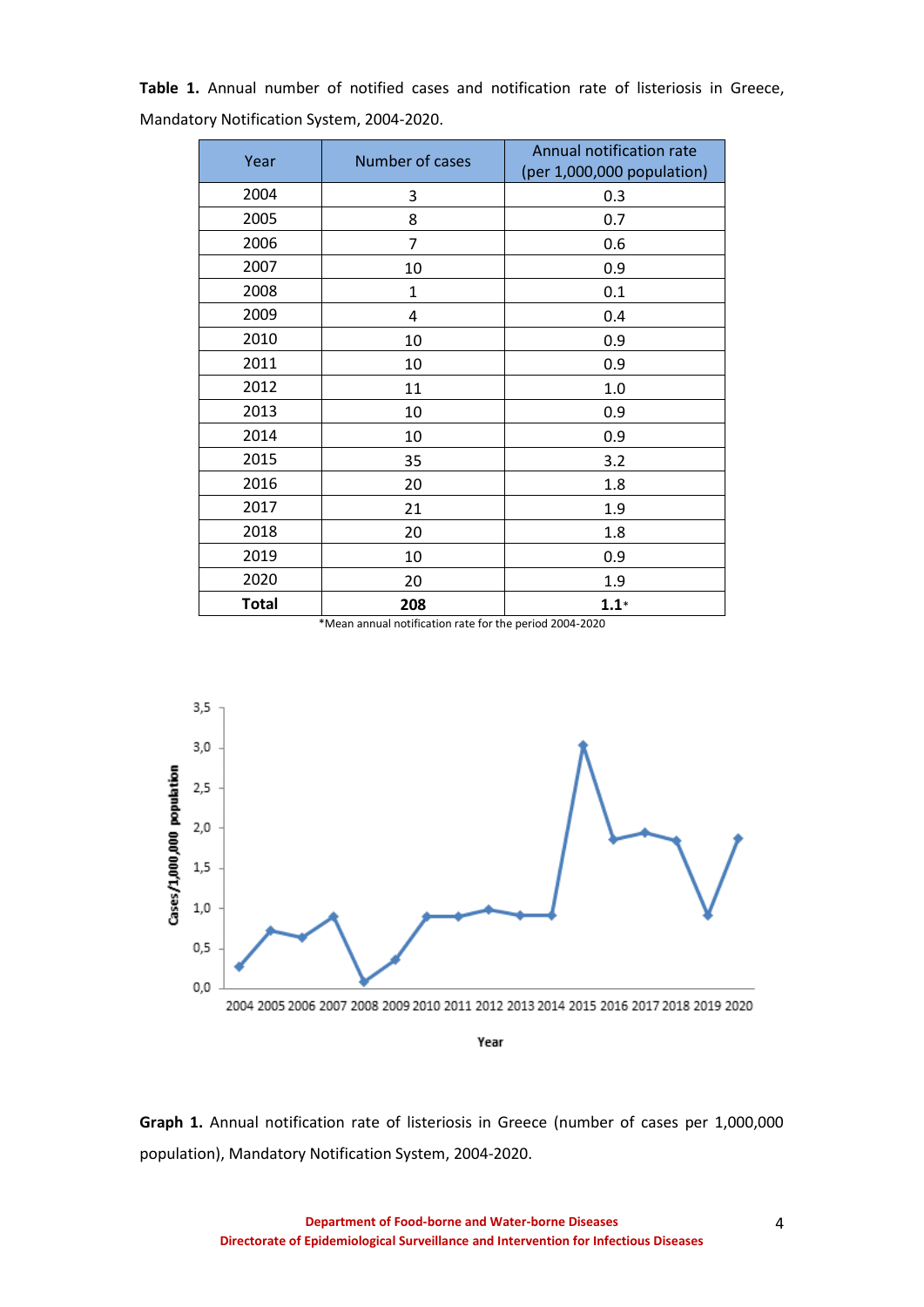**Table 1.** Annual number of notified cases and notification rate of listeriosis in Greece, Mandatory Notification System, 2004-2020.

| Year | Number of cases | Annual notification rate (per 1,000,000 population) |
|---|---|---|
| 2004 | 3 | 0.3 |
| 2005 | 8 | 0.7 |
| 2006 | 7 | 0.6 |
| 2007 | 10 | 0.9 |
| 2008 | 1 | 0.1 |
| 2009 | 4 | 0.4 |
| 2010 | 10 | 0.9 |
| 2011 | 10 | 0.9 |
| 2012 | 11 | 1.0 |
| 2013 | 10 | 0.9 |
| 2014 | 10 | 0.9 |
| 2015 | 35 | 3.2 |
| 2016 | 20 | 1.8 |
| 2017 | 21 | 1.9 |
| 2018 | 20 | 1.8 |
| 2019 | 10 | 0.9 |
| 2020 | 20 | 1.9 |
| **Total** | **208** | **1.1*** |

*Mean annual notification rate for the period 2004-2020

**Graph 1.** Annual notification rate of listeriosis in Greece (number of cases per 1,000,000 population), Mandatory Notification System, 2004-2020.

Department of Food-borne and Water-borne Diseases
Directorate of Epidemiological Surveillance and Intervention for Infectious Diseases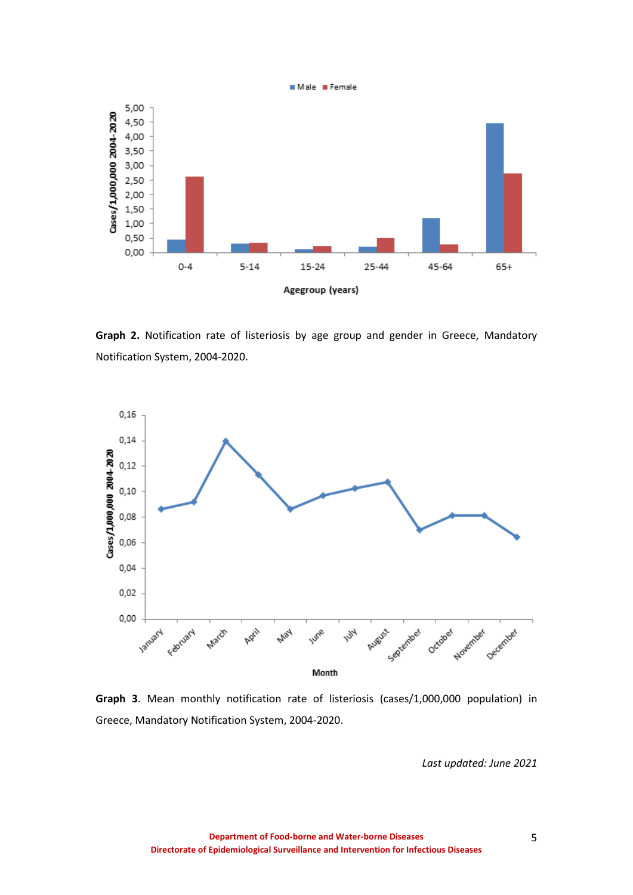Male Female

5,00
4,50
4,00
3,50
3,00
2,50
2,00
1,50
1,00
0,50
0,00

Cases/1,000,000 2004-2020

0-4 5-14 15-24 25-44 45-64 65+

Agegroup (years)

**Graph 2.** Notification rate of listeriosis by age group and gender in Greece, Mandatory Notification System, 2004-2020.

0,16
0,14
0,12
0,10
0,08
0,06
0,04
0,02
0,00

Cases/1,000,000 2004-2020

January February March April May June July August September October November December

Month

**Graph 3**. Mean monthly notification rate of listeriosis (cases/1,000,000 population) in Greece, Mandatory Notification System, 2004-2020.

*Last updated: June 2021*

**Department of Food-borne and Water-borne Diseases**
**Directorate of Epidemiological Surveillance and Intervention for Infectious Diseases**